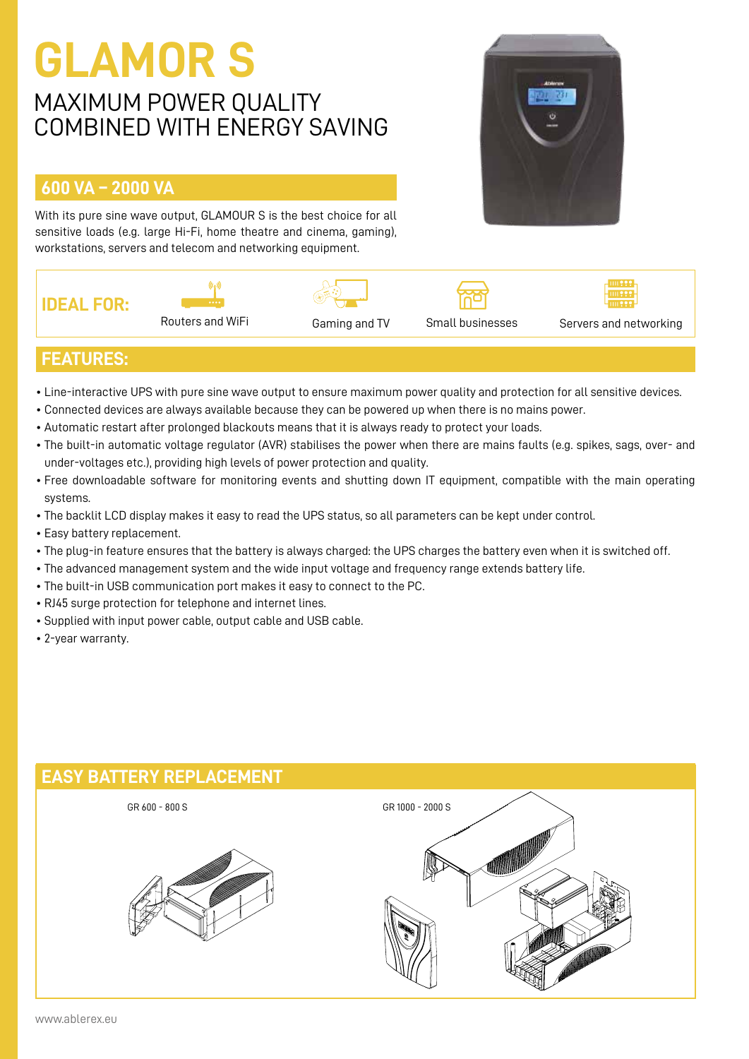# GLAMOR S

## MAXIMUM POWER QUALITY COMBINED WITH ENERGY SAVING

### 600 VA – 2000 VA

With its pure sine wave output, GLAMOUR S is the best choice for all sensitive loads (e.g. large Hi-Fi, home theatre and cinema, gaming), workstations, servers and telecom and networking equipment.

**IDEAL FOR:**

- Routers and WiFi
- Gaming and TV
- Small businesses
- Servers and networking

## FEATURES:

- Line-interactive UPS with pure sine wave output to ensure maximum power quality and protection for all sensitive devices.
- Connected devices are always available because they can be powered up when there is no mains power.
- Automatic restart after prolonged blackouts means that it is always ready to protect your loads.
- The built-in automatic voltage regulator (AVR) stabilises the power when there are mains faults (e.g. spikes, sags, over- and under-voltages etc.), providing high levels of power protection and quality.
- Free downloadable software for monitoring events and shutting down IT equipment, compatible with the main operating systems.
- The backlit LCD display makes it easy to read the UPS status, so all parameters can be kept under control.
- Easy battery replacement.
- The plug-in feature ensures that the battery is always charged: the UPS charges the battery even when it is switched off.
- The advanced management system and the wide input voltage and frequency range extends battery life.
- The built-in USB communication port makes it easy to connect to the PC.
- RJ45 surge protection for telephone and internet lines.
- Supplied with input power cable, output cable and USB cable.
- 2-year warranty.

## EASY BATTERY REPLACEMENT

GR 600 - 800 S

GR 1000 - 2000 S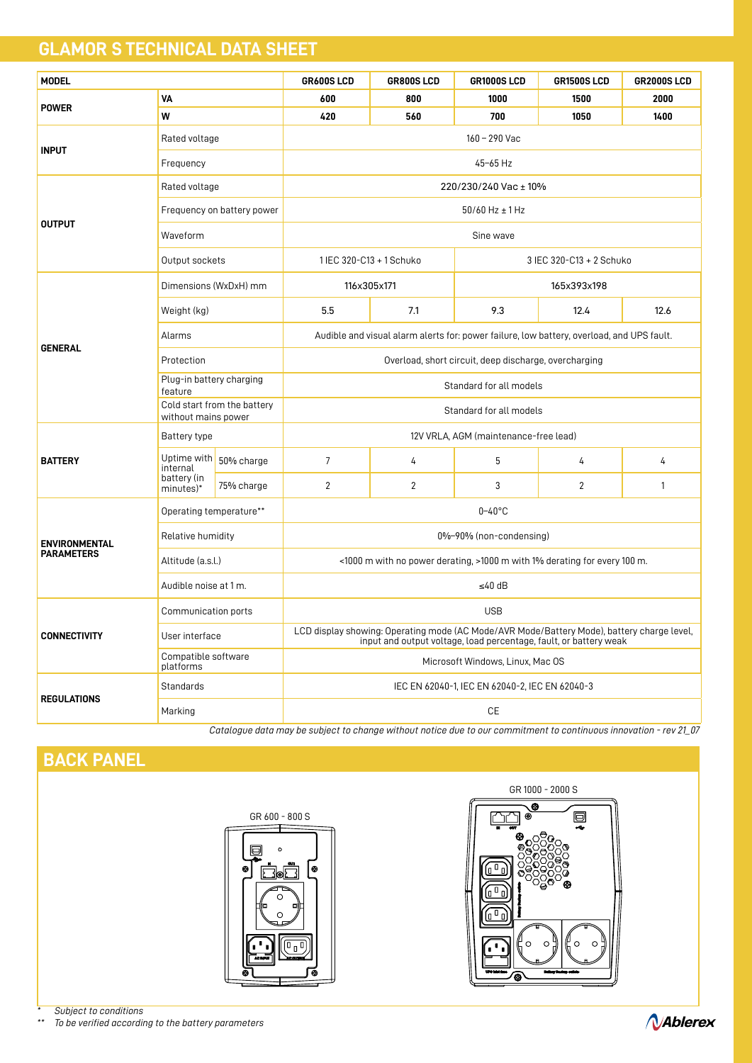## GLAMOR S TECHNICAL DATA SHEET

| MODEL | | | GR600S LCD | GR800S LCD | GR1000S LCD | GR1500S LCD | GR2000S LCD |
|---|---|---|---|---|---|---|---|
| POWER | VA | | 600 | 800 | 1000 | 1500 | 2000 |
| | W | | 420 | 560 | 700 | 1050 | 1400 |
| INPUT | Rated voltage | | 160 – 290 Vac | | | | |
| | Frequency | | 45–65 Hz | | | | |
| OUTPUT | Rated voltage | | 220/230/240 Vac ± 10% | | | | |
| | Frequency on battery power | | 50/60 Hz ± 1 Hz | | | | |
| | Waveform | | Sine wave | | | | |
| | Output sockets | | 1 IEC 320-C13 + 1 Schuko | | 3 IEC 320-C13 + 2 Schuko | | |
| GENERAL | Dimensions (WxDxH) mm | | 116x305x171 | | 165x393x198 | | |
| | Weight (kg) | | 5.5 | 7.1 | 9.3 | 12.4 | 12.6 |
| | Alarms | | Audible and visual alarm alerts for: power failure, low battery, overload, and UPS fault. | | | | |
| | Protection | | Overload, short circuit, deep discharge, overcharging | | | | |
| | Plug-in battery charging feature | | Standard for all models | | | | |
| | Cold start from the battery without mains power | | Standard for all models | | | | |
| BATTERY | Battery type | | 12V VRLA, AGM (maintenance-free lead) | | | | |
| | Uptime with internal battery (in minutes)* | 50% charge | 7 | 4 | 5 | 4 | 4 |
| | | 75% charge | 2 | 2 | 3 | 2 | 1 |
| ENVIRONMENTAL PARAMETERS | Operating temperature** | | 0–40°C | | | | |
| | Relative humidity | | 0%–90% (non-condensing) | | | | |
| | Altitude (a.s.l.) | | <1000 m with no power derating, >1000 m with 1% derating for every 100 m. | | | | |
| | Audible noise at 1 m. | | ≤40 dB | | | | |
| CONNECTIVITY | Communication ports | | USB | | | | |
| | User interface | | LCD display showing: Operating mode (AC Mode/AVR Mode/Battery Mode), battery charge level, input and output voltage, load percentage, fault, or battery weak | | | | |
| | Compatible software platforms | | Microsoft Windows, Linux, Mac OS | | | | |
| REGULATIONS | Standards | | IEC EN 62040-1, IEC EN 62040-2, IEC EN 62040-3 | | | | |
| | Marking | | CE | | | | |

*Catalogue data may be subject to change without notice due to our commitment to continuous innovation - rev 21_07*

## BACK PANEL

GR 600 - 800 S

GR 1000 - 2000 S

\* *Subject to conditions*

\*\* *To be verified according to the battery parameters*